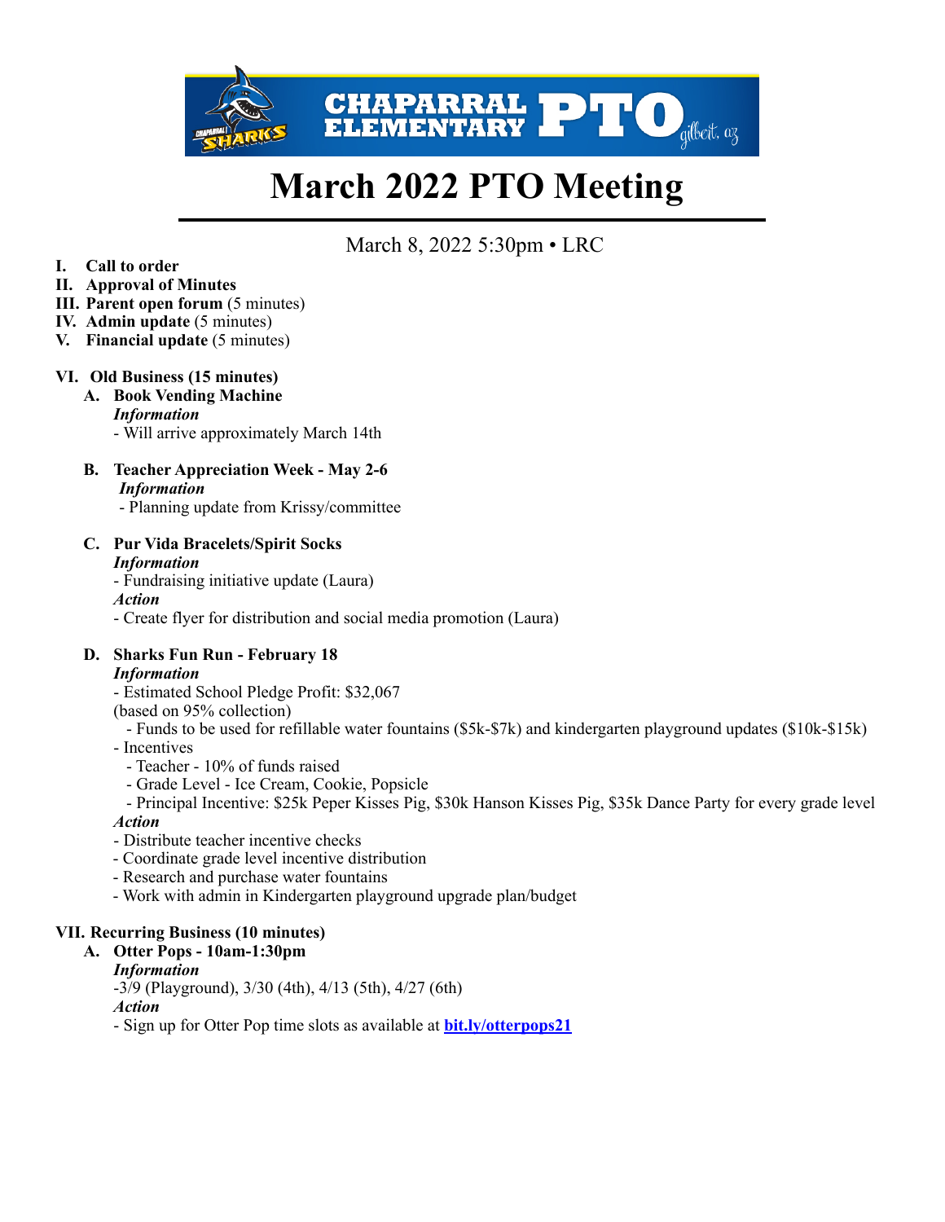CHAPARRAL ELEMENTARY PTO gilbert, az

# March 2022 PTO Meeting

March 8, 2022 5:30pm • LRC

I. **Call to order**
II. **Approval of Minutes**
III. **Parent open forum** (5 minutes)
IV. **Admin update** (5 minutes)
V. **Financial update** (5 minutes)

VI. **Old Business (15 minutes)**

A. **Book Vending Machine**

*Information*

- Will arrive approximately March 14th

B. **Teacher Appreciation Week - May 2-6**

*Information*

- Planning update from Krissy/committee

C. **Pur Vida Bracelets/Spirit Socks**

*Information*

- Fundraising initiative update (Laura)

*Action*

- Create flyer for distribution and social media promotion (Laura)

D. **Sharks Fun Run - February 18**

*Information*

- Estimated School Pledge Profit: $32,067
(based on 95% collection)
  - Funds to be used for refillable water fountains ($5k-$7k) and kindergarten playground updates ($10k-$15k)
- Incentives
  - Teacher - 10% of funds raised
  - Grade Level - Ice Cream, Cookie, Popsicle
  - Principal Incentive: $25k Peper Kisses Pig, $30k Hanson Kisses Pig, $35k Dance Party for every grade level

*Action*

- Distribute teacher incentive checks
- Coordinate grade level incentive distribution
- Research and purchase water fountains
- Work with admin in Kindergarten playground upgrade plan/budget

VII. **Recurring Business (10 minutes)**

A. **Otter Pops - 10am-1:30pm**

*Information*

-3/9 (Playground), 3/30 (4th), 4/13 (5th), 4/27 (6th)

*Action*

- Sign up for Otter Pop time slots as available at **bit.ly/otterpops21**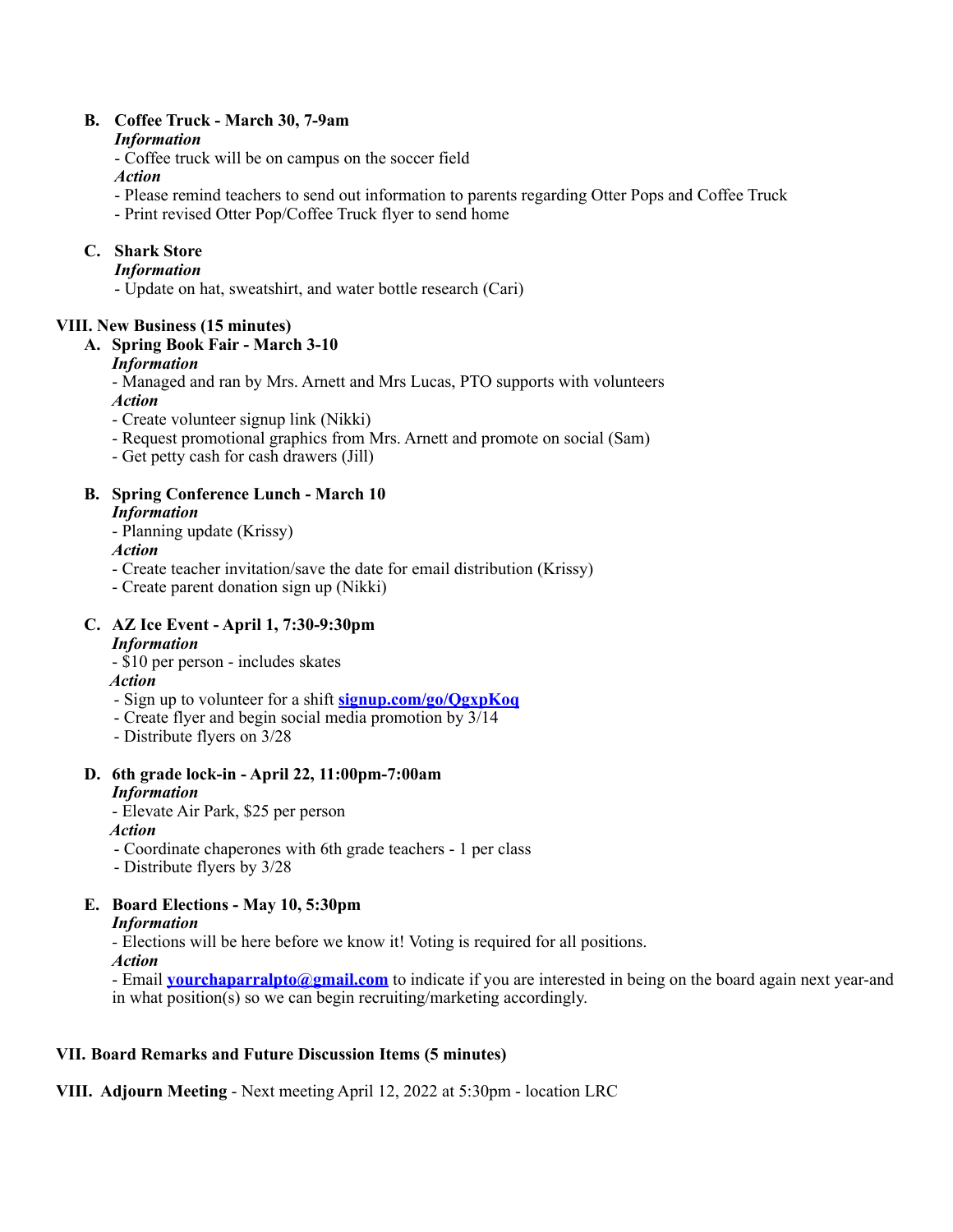### B. Coffee Truck - March 30, 7-9am

***Information***

- Coffee truck will be on campus on the soccer field

***Action***

- Please remind teachers to send out information to parents regarding Otter Pops and Coffee Truck
- Print revised Otter Pop/Coffee Truck flyer to send home

### C. Shark Store

***Information***

- Update on hat, sweatshirt, and water bottle research (Cari)

## VIII. New Business (15 minutes)

### A. Spring Book Fair - March 3-10

***Information***

- Managed and ran by Mrs. Arnett and Mrs Lucas, PTO supports with volunteers

***Action***

- Create volunteer signup link (Nikki)
- Request promotional graphics from Mrs. Arnett and promote on social (Sam)
- Get petty cash for cash drawers (Jill)

### B. Spring Conference Lunch - March 10

***Information***

- Planning update (Krissy)

***Action***

- Create teacher invitation/save the date for email distribution (Krissy)
- Create parent donation sign up (Nikki)

### C. AZ Ice Event - April 1, 7:30-9:30pm

***Information***

- $10 per person - includes skates

***Action***

- Sign up to volunteer for a shift **signup.com/go/QgxpKoq**
- Create flyer and begin social media promotion by 3/14
- Distribute flyers on 3/28

### D. 6th grade lock-in - April 22, 11:00pm-7:00am

***Information***

- Elevate Air Park, $25 per person

***Action***

- Coordinate chaperones with 6th grade teachers - 1 per class
- Distribute flyers by 3/28

### E. Board Elections - May 10, 5:30pm

***Information***

- Elections will be here before we know it! Voting is required for all positions.

***Action***

- Email **yourchaparralpto@gmail.com** to indicate if you are interested in being on the board again next year-and in what position(s) so we can begin recruiting/marketing accordingly.

## VII. Board Remarks and Future Discussion Items (5 minutes)

**VIII. Adjourn Meeting** - Next meeting April 12, 2022 at 5:30pm - location LRC